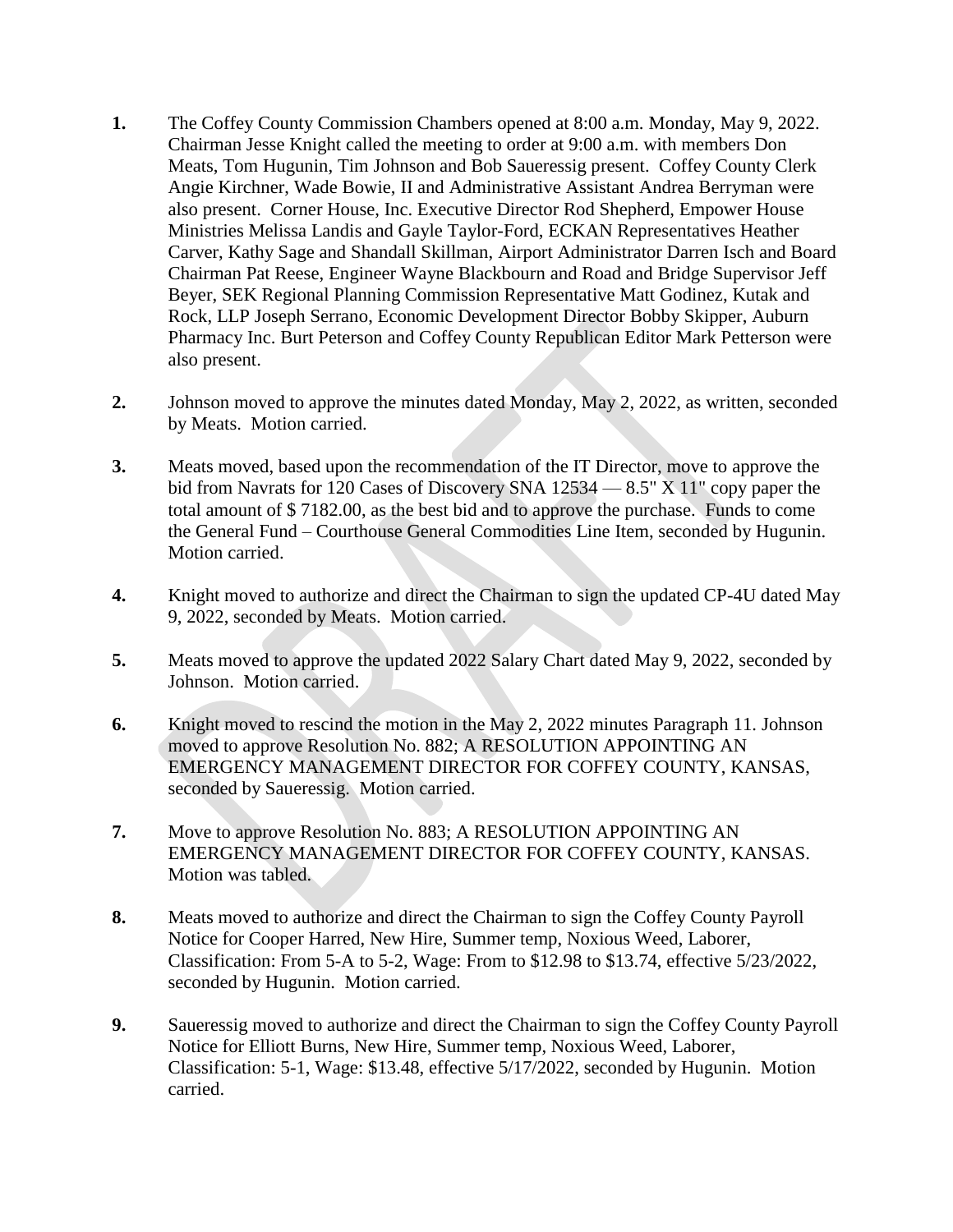1. The Coffey County Commission Chambers opened at 8:00 a.m. Monday, May 9, 2022. Chairman Jesse Knight called the meeting to order at 9:00 a.m. with members Don Meats, Tom Hugunin, Tim Johnson and Bob Saueressig present. Coffey County Clerk Angie Kirchner, Wade Bowie, II and Administrative Assistant Andrea Berryman were also present. Corner House, Inc. Executive Director Rod Shepherd, Empower House Ministries Melissa Landis and Gayle Taylor-Ford, ECKAN Representatives Heather Carver, Kathy Sage and Shandall Skillman, Airport Administrator Darren Isch and Board Chairman Pat Reese, Engineer Wayne Blackbourn and Road and Bridge Supervisor Jeff Beyer, SEK Regional Planning Commission Representative Matt Godinez, Kutak and Rock, LLP Joseph Serrano, Economic Development Director Bobby Skipper, Auburn Pharmacy Inc. Burt Peterson and Coffey County Republican Editor Mark Petterson were also present.

2. Johnson moved to approve the minutes dated Monday, May 2, 2022, as written, seconded by Meats. Motion carried.

3. Meats moved, based upon the recommendation of the IT Director, move to approve the bid from Navrats for 120 Cases of Discovery SNA 12534 — 8.5" X 11" copy paper the total amount of $ 7182.00, as the best bid and to approve the purchase. Funds to come the General Fund – Courthouse General Commodities Line Item, seconded by Hugunin. Motion carried.

4. Knight moved to authorize and direct the Chairman to sign the updated CP-4U dated May 9, 2022, seconded by Meats. Motion carried.

5. Meats moved to approve the updated 2022 Salary Chart dated May 9, 2022, seconded by Johnson. Motion carried.

6. Knight moved to rescind the motion in the May 2, 2022 minutes Paragraph 11. Johnson moved to approve Resolution No. 882; A RESOLUTION APPOINTING AN EMERGENCY MANAGEMENT DIRECTOR FOR COFFEY COUNTY, KANSAS, seconded by Saueressig. Motion carried.

7. Move to approve Resolution No. 883; A RESOLUTION APPOINTING AN EMERGENCY MANAGEMENT DIRECTOR FOR COFFEY COUNTY, KANSAS. Motion was tabled.

8. Meats moved to authorize and direct the Chairman to sign the Coffey County Payroll Notice for Cooper Harred, New Hire, Summer temp, Noxious Weed, Laborer, Classification: From 5-A to 5-2, Wage: From to $12.98 to $13.74, effective 5/23/2022, seconded by Hugunin. Motion carried.

9. Saueressig moved to authorize and direct the Chairman to sign the Coffey County Payroll Notice for Elliott Burns, New Hire, Summer temp, Noxious Weed, Laborer, Classification: 5-1, Wage: $13.48, effective 5/17/2022, seconded by Hugunin. Motion carried.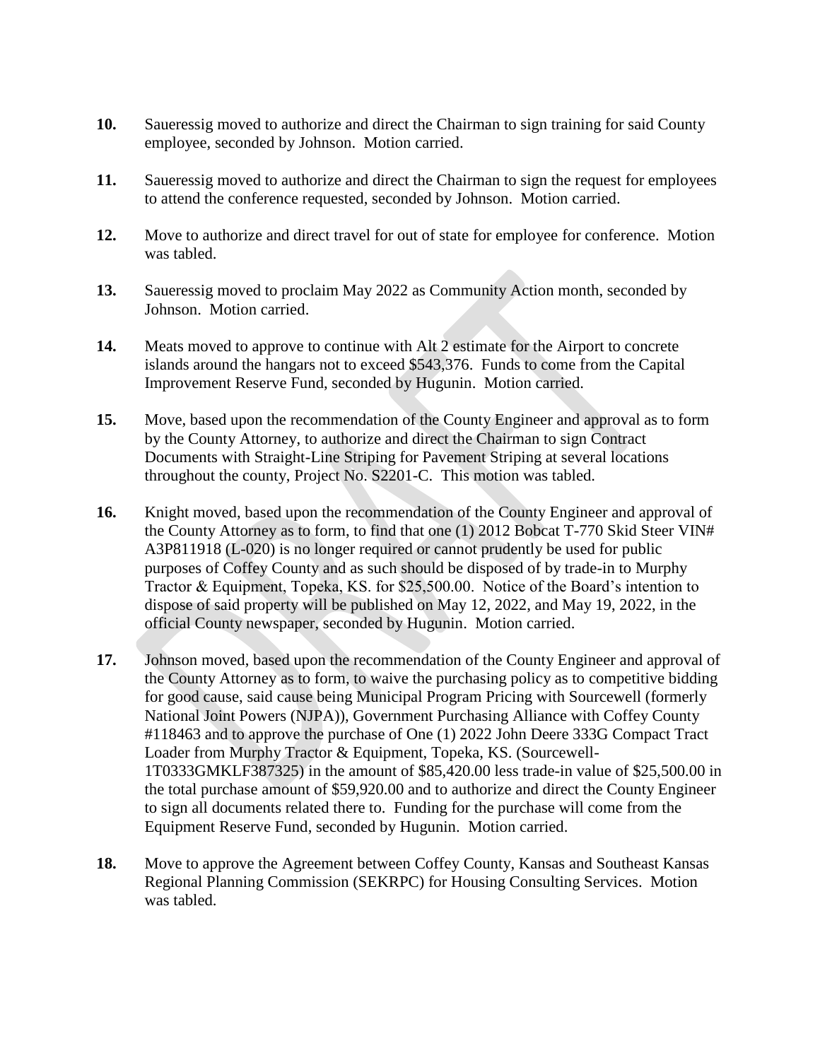**10.** Saueressig moved to authorize and direct the Chairman to sign training for said County employee, seconded by Johnson. Motion carried.

**11.** Saueressig moved to authorize and direct the Chairman to sign the request for employees to attend the conference requested, seconded by Johnson. Motion carried.

**12.** Move to authorize and direct travel for out of state for employee for conference. Motion was tabled.

**13.** Saueressig moved to proclaim May 2022 as Community Action month, seconded by Johnson. Motion carried.

**14.** Meats moved to approve to continue with Alt 2 estimate for the Airport to concrete islands around the hangars not to exceed $543,376. Funds to come from the Capital Improvement Reserve Fund, seconded by Hugunin. Motion carried.

**15.** Move, based upon the recommendation of the County Engineer and approval as to form by the County Attorney, to authorize and direct the Chairman to sign Contract Documents with Straight-Line Striping for Pavement Striping at several locations throughout the county, Project No. S2201-C. This motion was tabled.

**16.** Knight moved, based upon the recommendation of the County Engineer and approval of the County Attorney as to form, to find that one (1) 2012 Bobcat T-770 Skid Steer VIN# A3P811918 (L-020) is no longer required or cannot prudently be used for public purposes of Coffey County and as such should be disposed of by trade-in to Murphy Tractor & Equipment, Topeka, KS. for $25,500.00. Notice of the Board's intention to dispose of said property will be published on May 12, 2022, and May 19, 2022, in the official County newspaper, seconded by Hugunin. Motion carried.

**17.** Johnson moved, based upon the recommendation of the County Engineer and approval of the County Attorney as to form, to waive the purchasing policy as to competitive bidding for good cause, said cause being Municipal Program Pricing with Sourcewell (formerly National Joint Powers (NJPA)), Government Purchasing Alliance with Coffey County #118463 and to approve the purchase of One (1) 2022 John Deere 333G Compact Tract Loader from Murphy Tractor & Equipment, Topeka, KS. (Sourcewell-1T0333GMKLF387325) in the amount of $85,420.00 less trade-in value of $25,500.00 in the total purchase amount of $59,920.00 and to authorize and direct the County Engineer to sign all documents related there to. Funding for the purchase will come from the Equipment Reserve Fund, seconded by Hugunin. Motion carried.

**18.** Move to approve the Agreement between Coffey County, Kansas and Southeast Kansas Regional Planning Commission (SEKRPC) for Housing Consulting Services. Motion was tabled.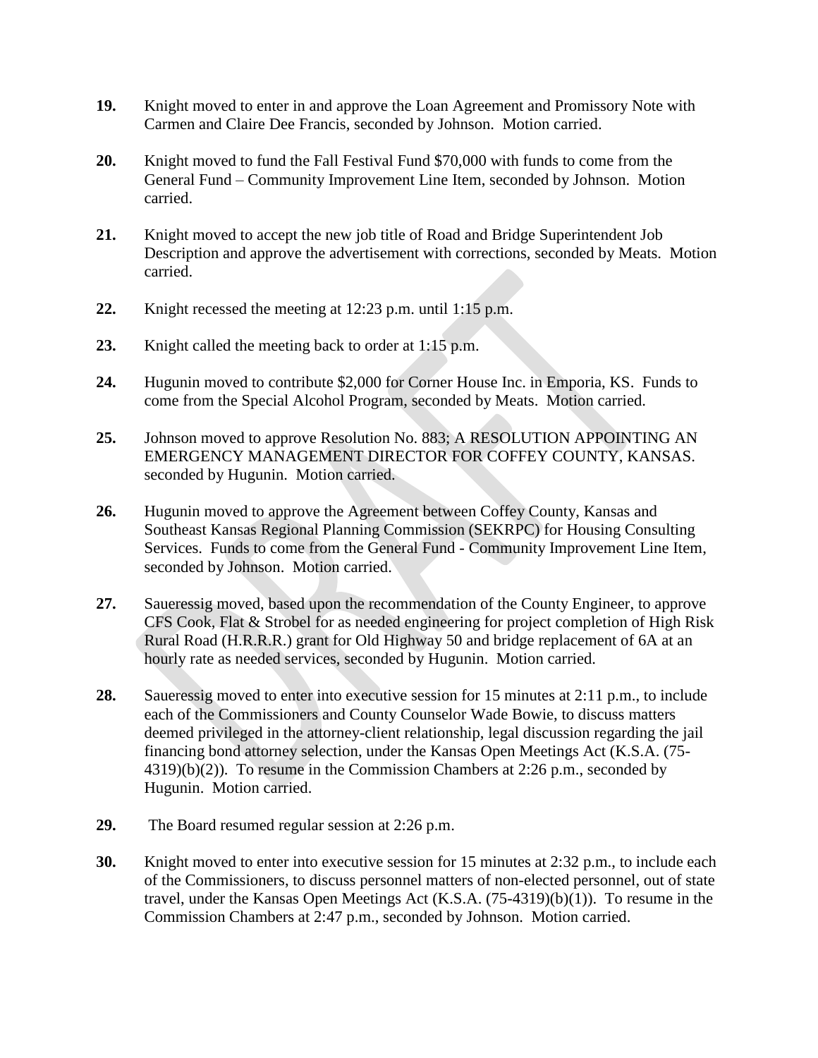**19.** Knight moved to enter in and approve the Loan Agreement and Promissory Note with Carmen and Claire Dee Francis, seconded by Johnson. Motion carried.

**20.** Knight moved to fund the Fall Festival Fund $70,000 with funds to come from the General Fund – Community Improvement Line Item, seconded by Johnson. Motion carried.

**21.** Knight moved to accept the new job title of Road and Bridge Superintendent Job Description and approve the advertisement with corrections, seconded by Meats. Motion carried.

**22.** Knight recessed the meeting at 12:23 p.m. until 1:15 p.m.

**23.** Knight called the meeting back to order at 1:15 p.m.

**24.** Hugunin moved to contribute $2,000 for Corner House Inc. in Emporia, KS. Funds to come from the Special Alcohol Program, seconded by Meats. Motion carried.

**25.** Johnson moved to approve Resolution No. 883; A RESOLUTION APPOINTING AN EMERGENCY MANAGEMENT DIRECTOR FOR COFFEY COUNTY, KANSAS. seconded by Hugunin. Motion carried.

**26.** Hugunin moved to approve the Agreement between Coffey County, Kansas and Southeast Kansas Regional Planning Commission (SEKRPC) for Housing Consulting Services. Funds to come from the General Fund - Community Improvement Line Item, seconded by Johnson. Motion carried.

**27.** Saueressig moved, based upon the recommendation of the County Engineer, to approve CFS Cook, Flat & Strobel for as needed engineering for project completion of High Risk Rural Road (H.R.R.R.) grant for Old Highway 50 and bridge replacement of 6A at an hourly rate as needed services, seconded by Hugunin. Motion carried.

**28.** Saueressig moved to enter into executive session for 15 minutes at 2:11 p.m., to include each of the Commissioners and County Counselor Wade Bowie, to discuss matters deemed privileged in the attorney-client relationship, legal discussion regarding the jail financing bond attorney selection, under the Kansas Open Meetings Act (K.S.A. (75-4319)(b)(2)). To resume in the Commission Chambers at 2:26 p.m., seconded by Hugunin. Motion carried.

**29.** The Board resumed regular session at 2:26 p.m.

**30.** Knight moved to enter into executive session for 15 minutes at 2:32 p.m., to include each of the Commissioners, to discuss personnel matters of non-elected personnel, out of state travel, under the Kansas Open Meetings Act (K.S.A. (75-4319)(b)(1)). To resume in the Commission Chambers at 2:47 p.m., seconded by Johnson. Motion carried.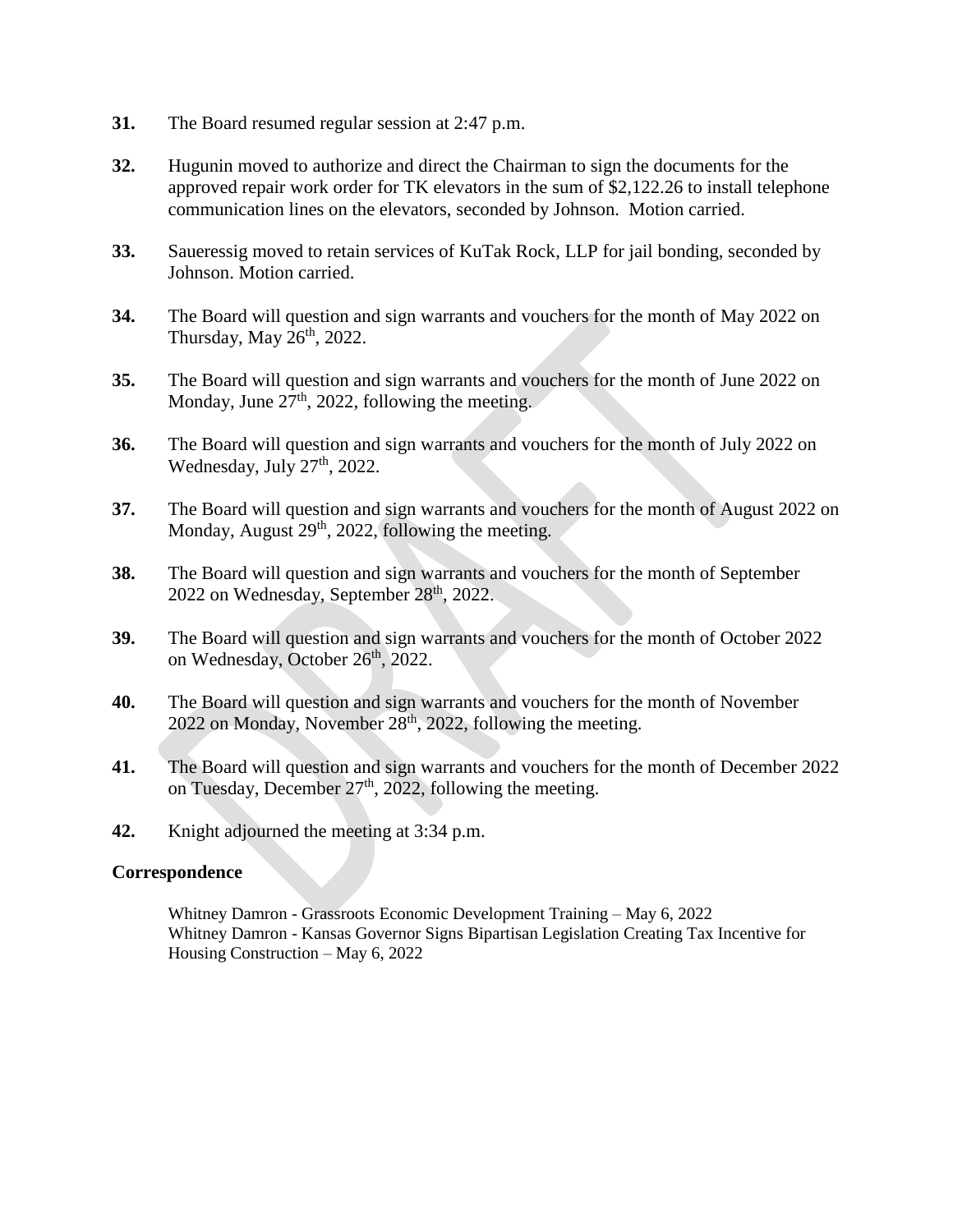**31.** The Board resumed regular session at 2:47 p.m.

**32.** Hugunin moved to authorize and direct the Chairman to sign the documents for the approved repair work order for TK elevators in the sum of $2,122.26 to install telephone communication lines on the elevators, seconded by Johnson. Motion carried.

**33.** Saueressig moved to retain services of KuTak Rock, LLP for jail bonding, seconded by Johnson. Motion carried.

**34.** The Board will question and sign warrants and vouchers for the month of May 2022 on Thursday, May 26th, 2022.

**35.** The Board will question and sign warrants and vouchers for the month of June 2022 on Monday, June 27th, 2022, following the meeting.

**36.** The Board will question and sign warrants and vouchers for the month of July 2022 on Wednesday, July 27th, 2022.

**37.** The Board will question and sign warrants and vouchers for the month of August 2022 on Monday, August 29th, 2022, following the meeting.

**38.** The Board will question and sign warrants and vouchers for the month of September 2022 on Wednesday, September 28th, 2022.

**39.** The Board will question and sign warrants and vouchers for the month of October 2022 on Wednesday, October 26th, 2022.

**40.** The Board will question and sign warrants and vouchers for the month of November 2022 on Monday, November 28th, 2022, following the meeting.

**41.** The Board will question and sign warrants and vouchers for the month of December 2022 on Tuesday, December 27th, 2022, following the meeting.

**42.** Knight adjourned the meeting at 3:34 p.m.

**Correspondence**

Whitney Damron - Grassroots Economic Development Training – May 6, 2022
Whitney Damron - Kansas Governor Signs Bipartisan Legislation Creating Tax Incentive for Housing Construction – May 6, 2022